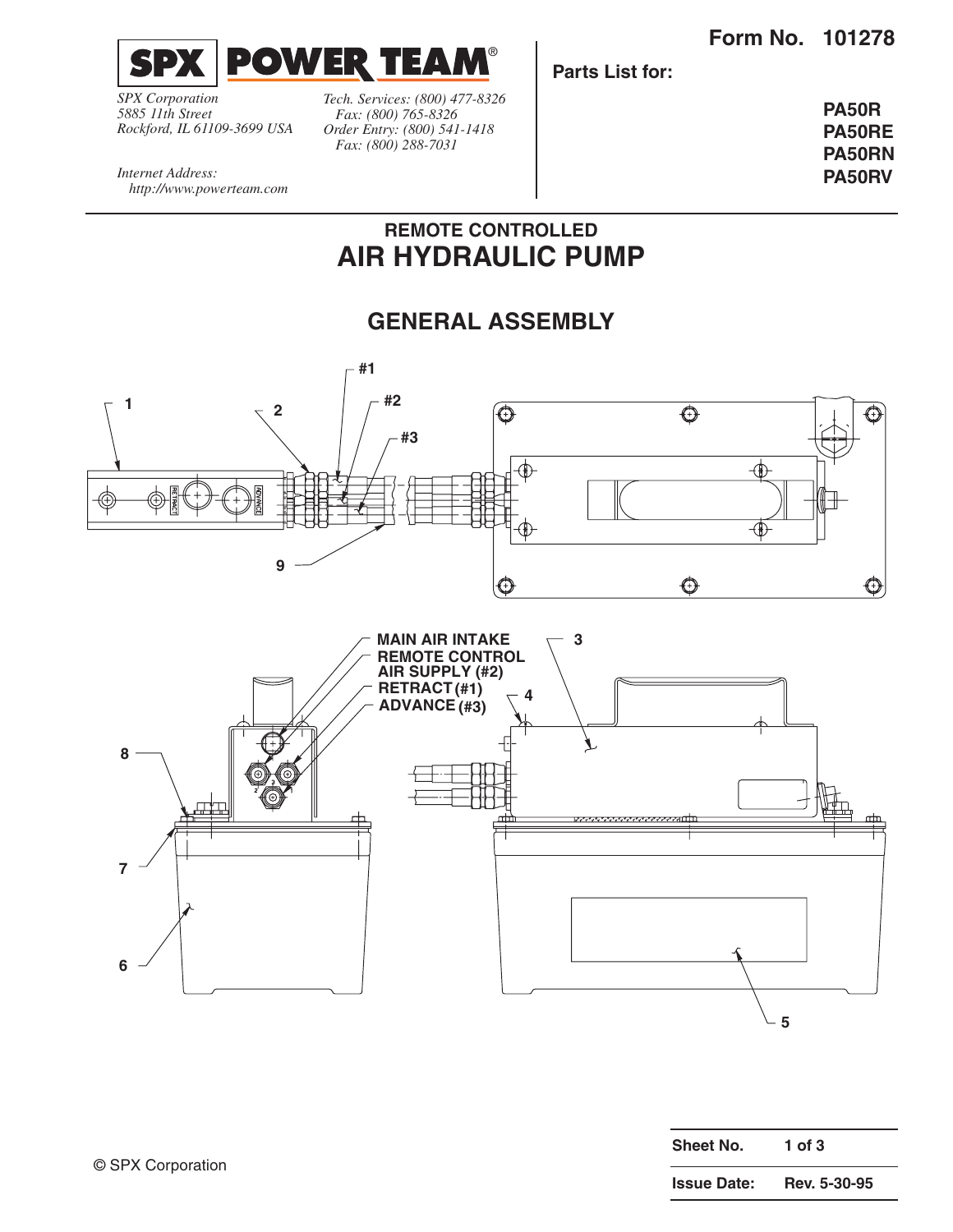**Form No. 101278**

**SPX | POWER TEAM®**

*SPX Corporation*
*5885 11th Street*
*Rockford, IL 61109-3699 USA*

*Tech. Services: (800) 477-8326*
*Fax: (800) 765-8326*
*Order Entry: (800) 541-1418*
*Fax: (800) 288-7031*

*Internet Address:*
*http://www.powerteam.com*

**Parts List for:**

**PA50R**
**PA50RE**
**PA50RN**
**PA50RV**

## REMOTE CONTROLLED
# AIR HYDRAULIC PUMP

## GENERAL ASSEMBLY

MAIN AIR INTAKE
REMOTE CONTROL AIR SUPPLY (#2)
RETRACT (#1)
ADVANCE (#3)

© SPX Corporation

| Sheet No. | 1 of 3 |
|---|---|
| Issue Date: | Rev. 5-30-95 |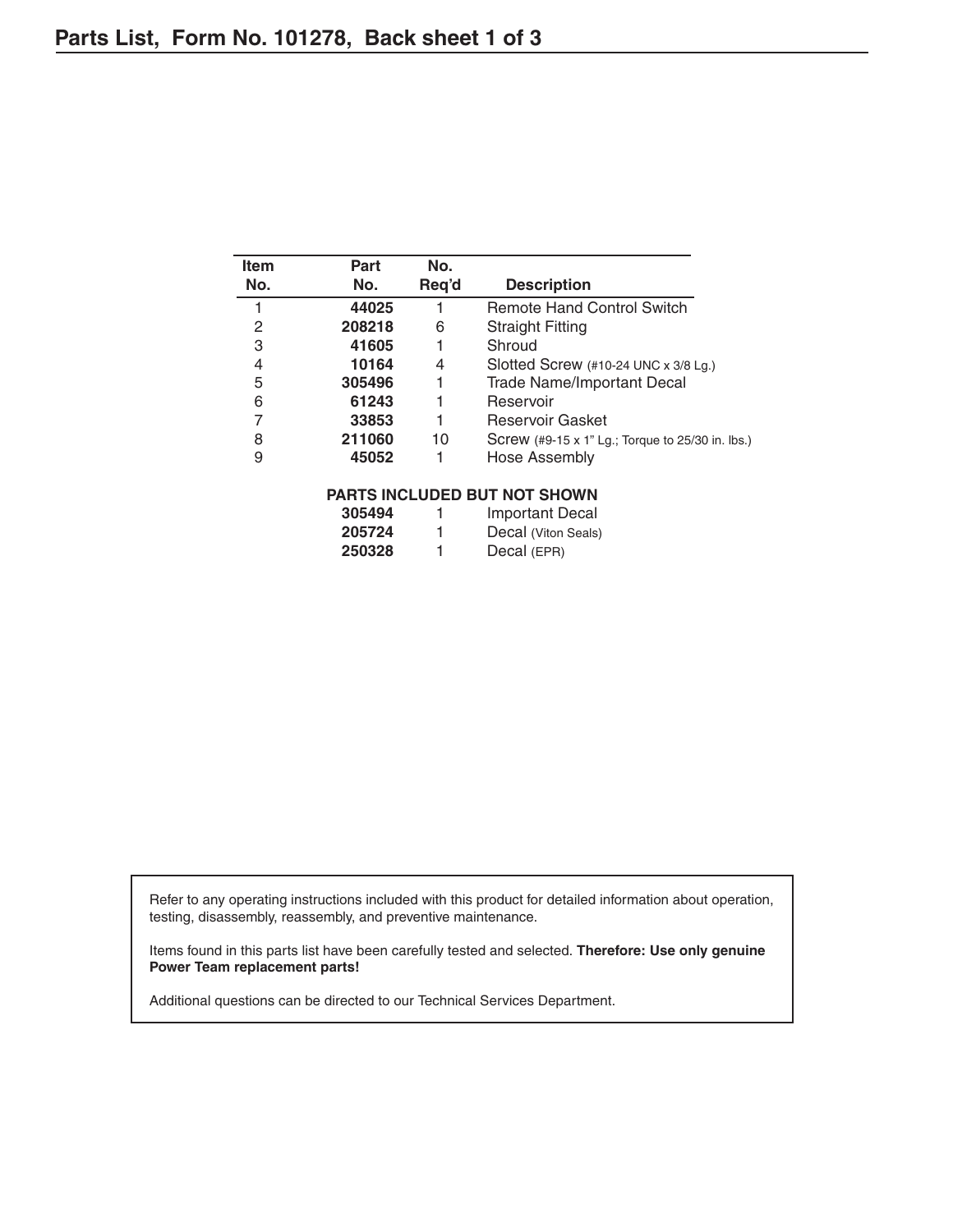# Parts List, Form No. 101278, Back sheet 1 of 3

| Item No. | Part No. | No. Req'd | Description |
|---|---|---|---|
| 1 | **44025** | 1 | Remote Hand Control Switch |
| 2 | **208218** | 6 | Straight Fitting |
| 3 | **41605** | 1 | Shroud |
| 4 | **10164** | 4 | Slotted Screw (#10-24 UNC x 3/8 Lg.) |
| 5 | **305496** | 1 | Trade Name/Important Decal |
| 6 | **61243** | 1 | Reservoir |
| 7 | **33853** | 1 | Reservoir Gasket |
| 8 | **211060** | 10 | Screw (#9-15 x 1" Lg.; Torque to 25/30 in. lbs.) |
| 9 | **45052** | 1 | Hose Assembly |
| | **PARTS INCLUDED BUT NOT SHOWN** | | |
| | **305494** | 1 | Important Decal |
| | **205724** | 1 | Decal (Viton Seals) |
| | **250328** | 1 | Decal (EPR) |

Refer to any operating instructions included with this product for detailed information about operation, testing, disassembly, reassembly, and preventive maintenance.

Items found in this parts list have been carefully tested and selected. **Therefore: Use only genuine Power Team replacement parts!**

Additional questions can be directed to our Technical Services Department.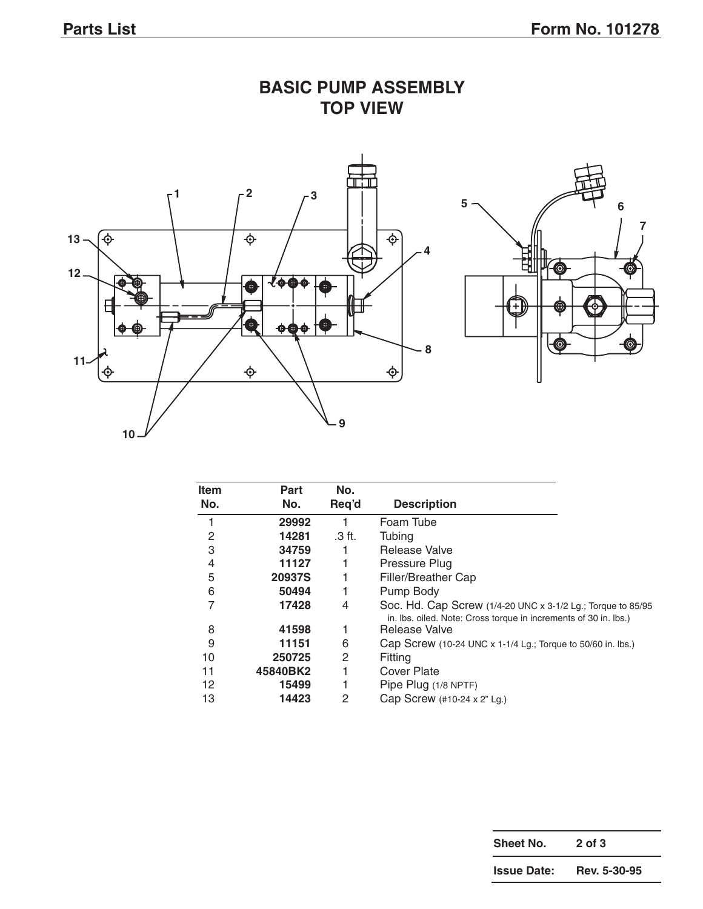## BASIC PUMP ASSEMBLY
## TOP VIEW

1
2
3
4
5
6
7
8
9
10
11
12
13

| Item No. | Part No. | No. Req'd | Description |
|---|---|---|---|
| 1 | **29992** | 1 | Foam Tube |
| 2 | **14281** | .3 ft. | Tubing |
| 3 | **34759** | 1 | Release Valve |
| 4 | **11127** | 1 | Pressure Plug |
| 5 | **20937S** | 1 | Filler/Breather Cap |
| 6 | **50494** | 1 | Pump Body |
| 7 | **17428** | 4 | Soc. Hd. Cap Screw (1/4-20 UNC x 3-1/2 Lg.; Torque to 85/95 in. lbs. oiled. Note: Cross torque in increments of 30 in. lbs.) |
| 8 | **41598** | 1 | Release Valve |
| 9 | **11151** | 6 | Cap Screw (10-24 UNC x 1-1/4 Lg.; Torque to 50/60 in. lbs.) |
| 10 | **250725** | 2 | Fitting |
| 11 | **45840BK2** | 1 | Cover Plate |
| 12 | **15499** | 1 | Pipe Plug (1/8 NPTF) |
| 13 | **14423** | 2 | Cap Screw (#10-24 x 2" Lg.) |

| | |
|---|---|
| **Sheet No.** | **2 of 3** |
| **Issue Date:** | **Rev. 5-30-95** |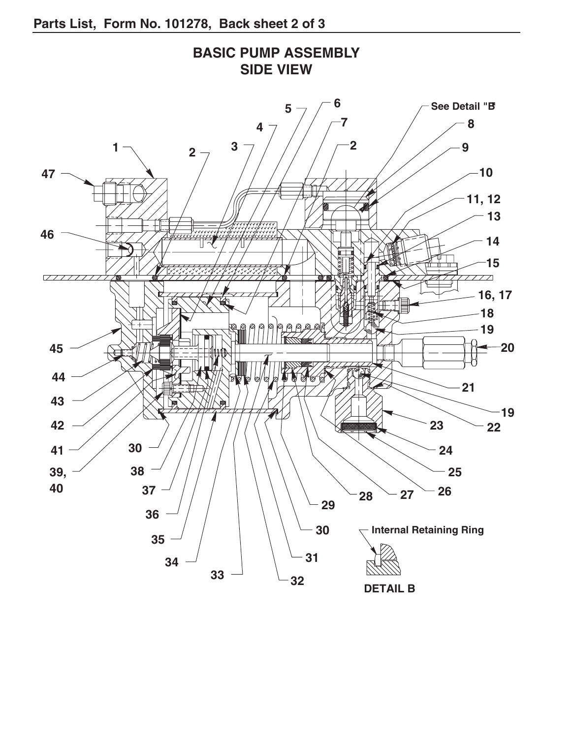Parts List, Form No. 101278, Back sheet 2 of 3

## BASIC PUMP ASSEMBLY
## SIDE VIEW

1
2
3
4
5
6
7
2
See Detail "B"
8
9
10
11, 12
13
14
15
16, 17
18
19
20
21
19
22
23
24
25
26
27
28
29
30
31
32
33
34
35
36
37
38
30
47
46
45
44
43
42
41
39,
40

Internal Retaining Ring

DETAIL B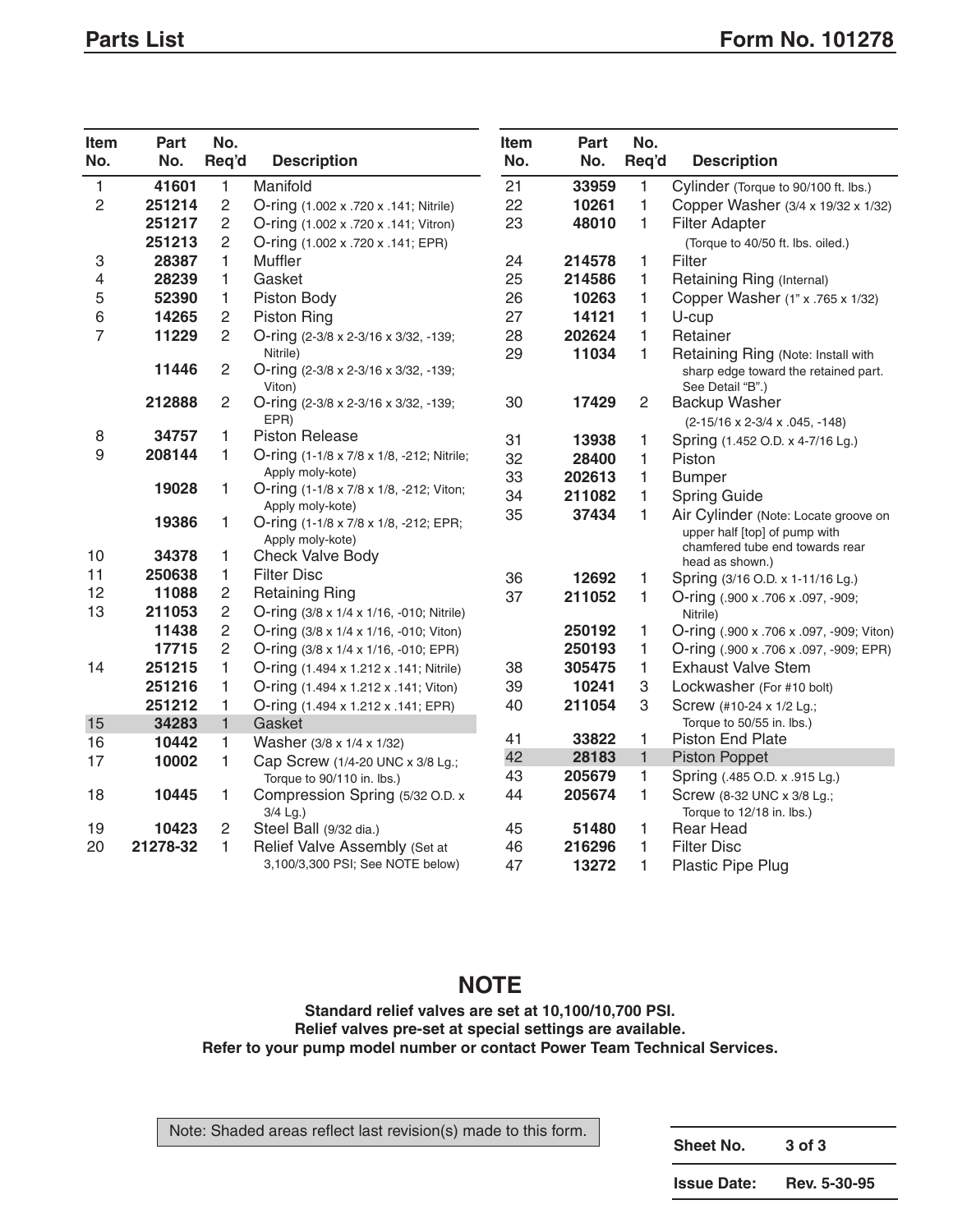## Parts List

## Form No. 101278

| Item No. | Part No. | No. Req'd | Description |
|---|---|---|---|
| 1 | 41601 | 1 | Manifold |
| 2 | 251214 | 2 | O-ring (1.002 x .720 x .141; Nitrile) |
| | 251217 | 2 | O-ring (1.002 x .720 x .141; Vitron) |
| | 251213 | 2 | O-ring (1.002 x .720 x .141; EPR) |
| 3 | 28387 | 1 | Muffler |
| 4 | 28239 | 1 | Gasket |
| 5 | 52390 | 1 | Piston Body |
| 6 | 14265 | 2 | Piston Ring |
| 7 | 11229 | 2 | O-ring (2-3/8 x 2-3/16 x 3/32, -139; Nitrile) |
| | 11446 | 2 | O-ring (2-3/8 x 2-3/16 x 3/32, -139; Viton) |
| | 212888 | 2 | O-ring (2-3/8 x 2-3/16 x 3/32, -139; EPR) |
| 8 | 34757 | 1 | Piston Release |
| 9 | 208144 | 1 | O-ring (1-1/8 x 7/8 x 1/8, -212; Nitrile; Apply moly-kote) |
| | 19028 | 1 | O-ring (1-1/8 x 7/8 x 1/8, -212; Viton; Apply moly-kote) |
| | 19386 | 1 | O-ring (1-1/8 x 7/8 x 1/8, -212; EPR; Apply moly-kote) |
| 10 | 34378 | 1 | Check Valve Body |
| 11 | 250638 | 1 | Filter Disc |
| 12 | 11088 | 2 | Retaining Ring |
| 13 | 211053 | 2 | O-ring (3/8 x 1/4 x 1/16, -010; Nitrile) |
| | 11438 | 2 | O-ring (3/8 x 1/4 x 1/16, -010; Viton) |
| | 17715 | 2 | O-ring (3/8 x 1/4 x 1/16, -010; EPR) |
| 14 | 251215 | 1 | O-ring (1.494 x 1.212 x .141; Nitrile) |
| | 251216 | 1 | O-ring (1.494 x 1.212 x .141; Viton) |
| | 251212 | 1 | O-ring (1.494 x 1.212 x .141; EPR) |
| 15 | 34283 | 1 | Gasket |
| 16 | 10442 | 1 | Washer (3/8 x 1/4 x 1/32) |
| 17 | 10002 | 1 | Cap Screw (1/4-20 UNC x 3/8 Lg.; Torque to 90/110 in. lbs.) |
| 18 | 10445 | 1 | Compression Spring (5/32 O.D. x 3/4 Lg.) |
| 19 | 10423 | 2 | Steel Ball (9/32 dia.) |
| 20 | 21278-32 | 1 | Relief Valve Assembly (Set at 3,100/3,300 PSI; See NOTE below) |
| 21 | 33959 | 1 | Cylinder (Torque to 90/100 ft. lbs.) |
| 22 | 10261 | 1 | Copper Washer (3/4 x 19/32 x 1/32) |
| 23 | 48010 | 1 | Filter Adapter (Torque to 40/50 ft. lbs. oiled.) |
| 24 | 214578 | 1 | Filter |
| 25 | 214586 | 1 | Retaining Ring (Internal) |
| 26 | 10263 | 1 | Copper Washer (1" x .765 x 1/32) |
| 27 | 14121 | 1 | U-cup |
| 28 | 202624 | 1 | Retainer |
| 29 | 11034 | 1 | Retaining Ring (Note: Install with sharp edge toward the retained part. See Detail "B".) |
| 30 | 17429 | 2 | Backup Washer (2-15/16 x 2-3/4 x .045, -148) |
| 31 | 13938 | 1 | Spring (1.452 O.D. x 4-7/16 Lg.) |
| 32 | 28400 | 1 | Piston |
| 33 | 202613 | 1 | Bumper |
| 34 | 211082 | 1 | Spring Guide |
| 35 | 37434 | 1 | Air Cylinder (Note: Locate groove on upper half [top] of pump with chamfered tube end towards rear head as shown.) |
| 36 | 12692 | 1 | Spring (3/16 O.D. x 1-11/16 Lg.) |
| 37 | 211052 | 1 | O-ring (.900 x .706 x .097, -909; Nitrile) |
| | 250192 | 1 | O-ring (.900 x .706 x .097, -909; Viton) |
| | 250193 | 1 | O-ring (.900 x .706 x .097, -909; EPR) |
| 38 | 305475 | 1 | Exhaust Valve Stem |
| 39 | 10241 | 3 | Lockwasher (For #10 bolt) |
| 40 | 211054 | 3 | Screw (#10-24 x 1/2 Lg.; Torque to 50/55 in. lbs.) |
| 41 | 33822 | 1 | Piston End Plate |
| 42 | 28183 | 1 | Piston Poppet |
| 43 | 205679 | 1 | Spring (.485 O.D. x .915 Lg.) |
| 44 | 205674 | 1 | Screw (8-32 UNC x 3/8 Lg.; Torque to 12/18 in. lbs.) |
| 45 | 51480 | 1 | Rear Head |
| 46 | 216296 | 1 | Filter Disc |
| 47 | 13272 | 1 | Plastic Pipe Plug |

## NOTE

**Standard relief valves are set at 10,100/10,700 PSI.**
**Relief valves pre-set at special settings are available.**
**Refer to your pump model number or contact Power Team Technical Services.**

Note: Shaded areas reflect last revision(s) made to this form.

| | |
|---|---|
| **Sheet No.** | **3 of 3** |
| **Issue Date:** | **Rev. 5-30-95** |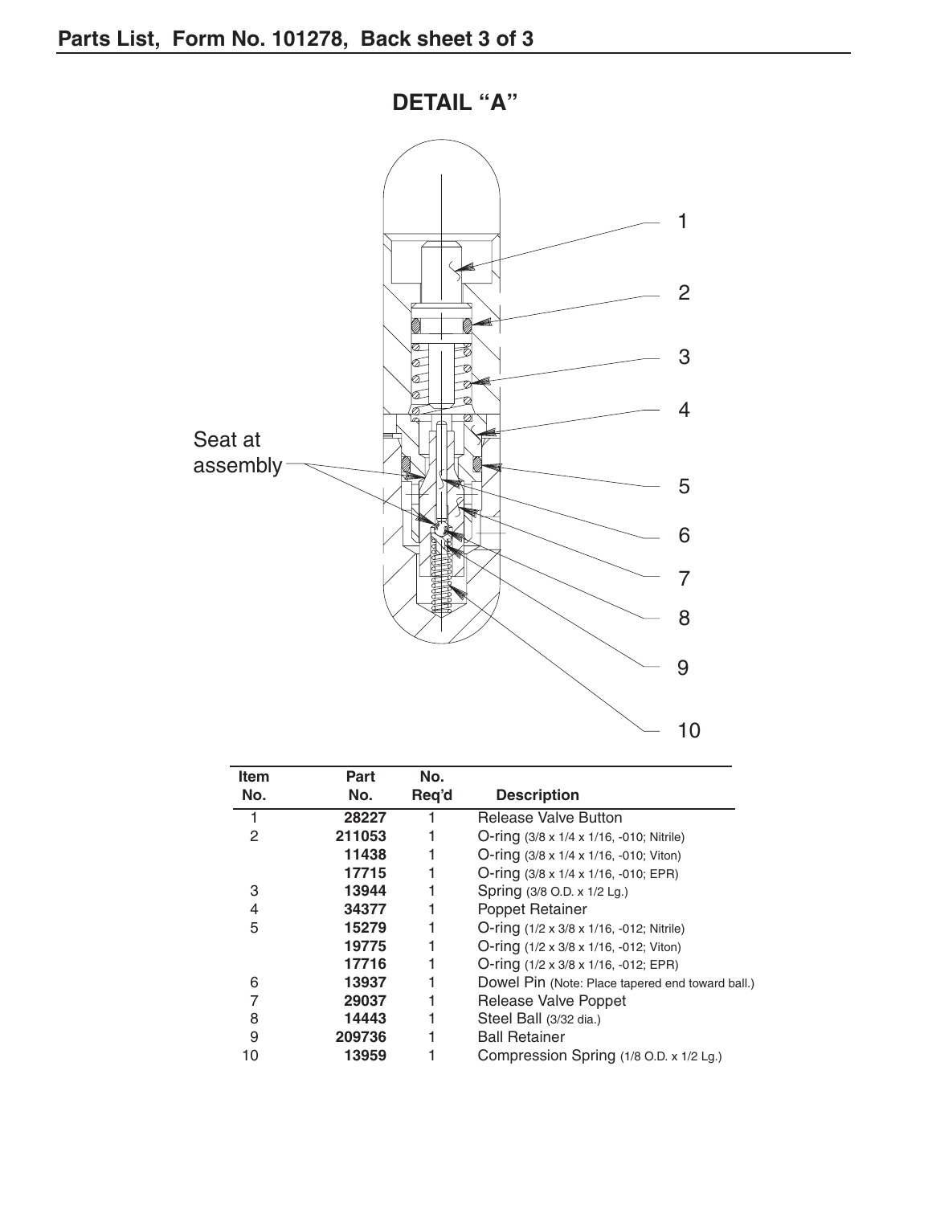## DETAIL "A"

Seat at assembly

1
2
3
4
5
6
7
8
9
10

| Item No. | Part No. | No. Req'd | Description |
|---|---|---|---|
| 1 | **28227** | 1 | Release Valve Button |
| 2 | **211053** | 1 | O-ring (3/8 x 1/4 x 1/16, -010; Nitrile) |
| | **11438** | 1 | O-ring (3/8 x 1/4 x 1/16, -010; Viton) |
| | **17715** | 1 | O-ring (3/8 x 1/4 x 1/16, -010; EPR) |
| 3 | **13944** | 1 | Spring (3/8 O.D. x 1/2 Lg.) |
| 4 | **34377** | 1 | Poppet Retainer |
| 5 | **15279** | 1 | O-ring (1/2 x 3/8 x 1/16, -012; Nitrile) |
| | **19775** | 1 | O-ring (1/2 x 3/8 x 1/16, -012; Viton) |
| | **17716** | 1 | O-ring (1/2 x 3/8 x 1/16, -012; EPR) |
| 6 | **13937** | 1 | Dowel Pin (Note: Place tapered end toward ball.) |
| 7 | **29037** | 1 | Release Valve Poppet |
| 8 | **14443** | 1 | Steel Ball (3/32 dia.) |
| 9 | **209736** | 1 | Ball Retainer |
| 10 | **13959** | 1 | Compression Spring (1/8 O.D. x 1/2 Lg.) |